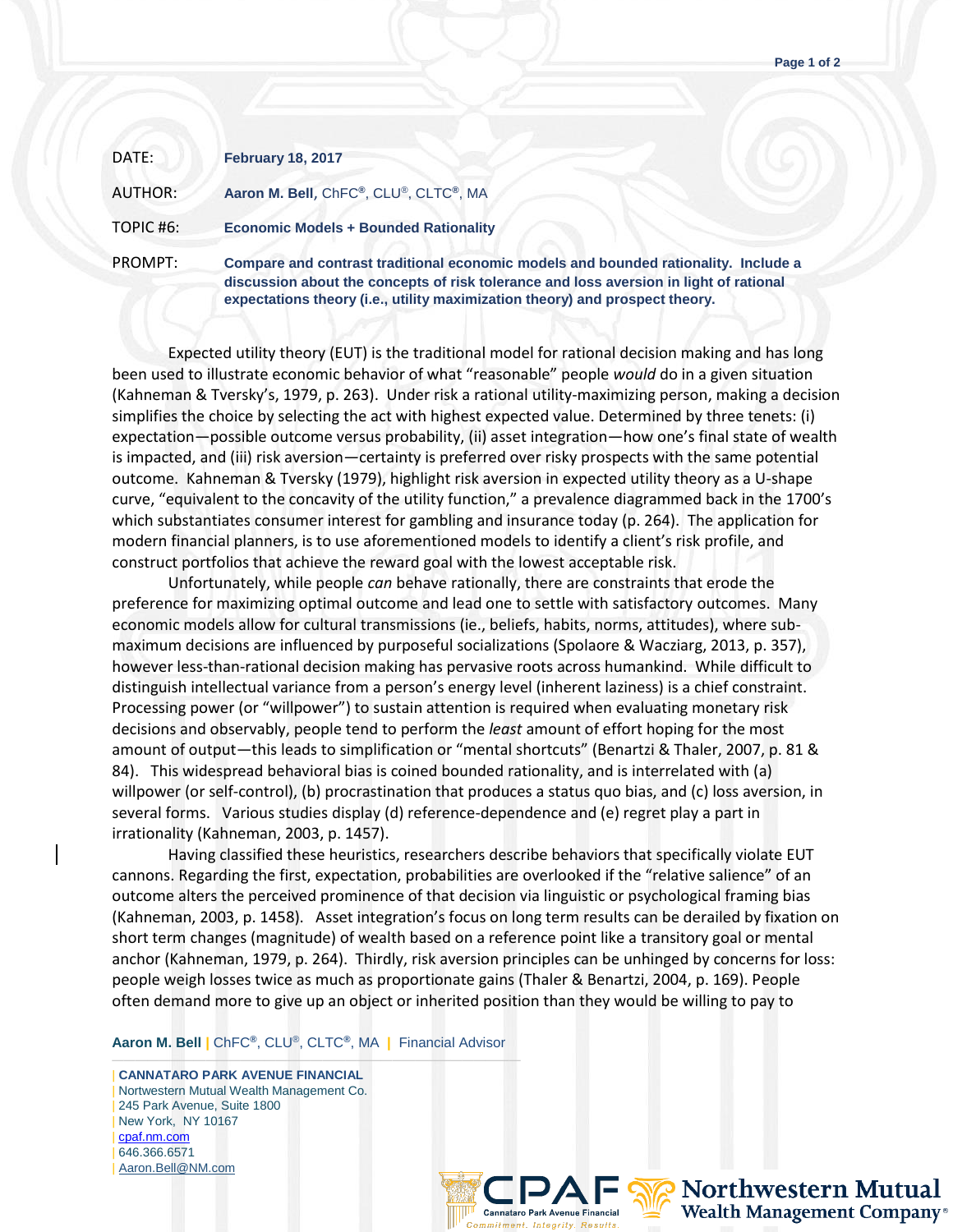DATE: **February 18, 2017**

AUTHOR: **Aaron M. Bell**, ChFC®, CLU®, CLTC®, MA

TOPIC #6: **Economic Models + Bounded Rationality**

PROMPT: **Compare and contrast traditional economic models and bounded rationality. Include a discussion about the concepts of risk tolerance and loss aversion in light of rational expectations theory (i.e., utility maximization theory) and prospect theory.**

Expected utility theory (EUT) is the traditional model for rational decision making and has long been used to illustrate economic behavior of what "reasonable" people *would* do in a given situation (Kahneman & Tversky's, 1979, p. 263). Under risk a rational utility-maximizing person, making a decision simplifies the choice by selecting the act with highest expected value. Determined by three tenets: (i) expectation—possible outcome versus probability, (ii) asset integration—how one's final state of wealth is impacted, and (iii) risk aversion—certainty is preferred over risky prospects with the same potential outcome. Kahneman & Tversky (1979), highlight risk aversion in expected utility theory as a U-shape curve, "equivalent to the concavity of the utility function," a prevalence diagrammed back in the 1700's which substantiates consumer interest for gambling and insurance today (p. 264). The application for modern financial planners, is to use aforementioned models to identify a client's risk profile, and construct portfolios that achieve the reward goal with the lowest acceptable risk.

Unfortunately, while people *can* behave rationally, there are constraints that erode the preference for maximizing optimal outcome and lead one to settle with satisfactory outcomes. Many economic models allow for cultural transmissions (ie., beliefs, habits, norms, attitudes), where sub-maximum decisions are influenced by purposeful socializations (Spolaore & Wacziarg, 2013, p. 357), however less-than-rational decision making has pervasive roots across humankind. While difficult to distinguish intellectual variance from a person's energy level (inherent laziness) is a chief constraint. Processing power (or "willpower") to sustain attention is required when evaluating monetary risk decisions and observably, people tend to perform the *least* amount of effort hoping for the most amount of output—this leads to simplification or "mental shortcuts" (Benartzi & Thaler, 2007, p. 81 & 84). This widespread behavioral bias is coined bounded rationality, and is interrelated with (a) willpower (or self-control), (b) procrastination that produces a status quo bias, and (c) loss aversion, in several forms. Various studies display (d) reference-dependence and (e) regret play a part in irrationality (Kahneman, 2003, p. 1457).

Having classified these heuristics, researchers describe behaviors that specifically violate EUT cannons. Regarding the first, expectation, probabilities are overlooked if the "relative salience" of an outcome alters the perceived prominence of that decision via linguistic or psychological framing bias (Kahneman, 2003, p. 1458). Asset integration's focus on long term results can be derailed by fixation on short term changes (magnitude) of wealth based on a reference point like a transitory goal or mental anchor (Kahneman, 1979, p. 264). Thirdly, risk aversion principles can be unhinged by concerns for loss: people weigh losses twice as much as proportionate gains (Thaler & Benartzi, 2004, p. 169). People often demand more to give up an object or inherited position than they would be willing to pay to

**Aaron M. Bell** | ChFC®, CLU®, CLTC®, MA | Financial Advisor

| **CANNATARO PARK AVENUE FINANCIAL**
| Nortwestern Mutual Wealth Management Co.
| 245 Park Avenue, Suite 1800
| New York, NY 10167
| cpaf.nm.com
| 646.366.6571
| Aaron.Bell@NM.com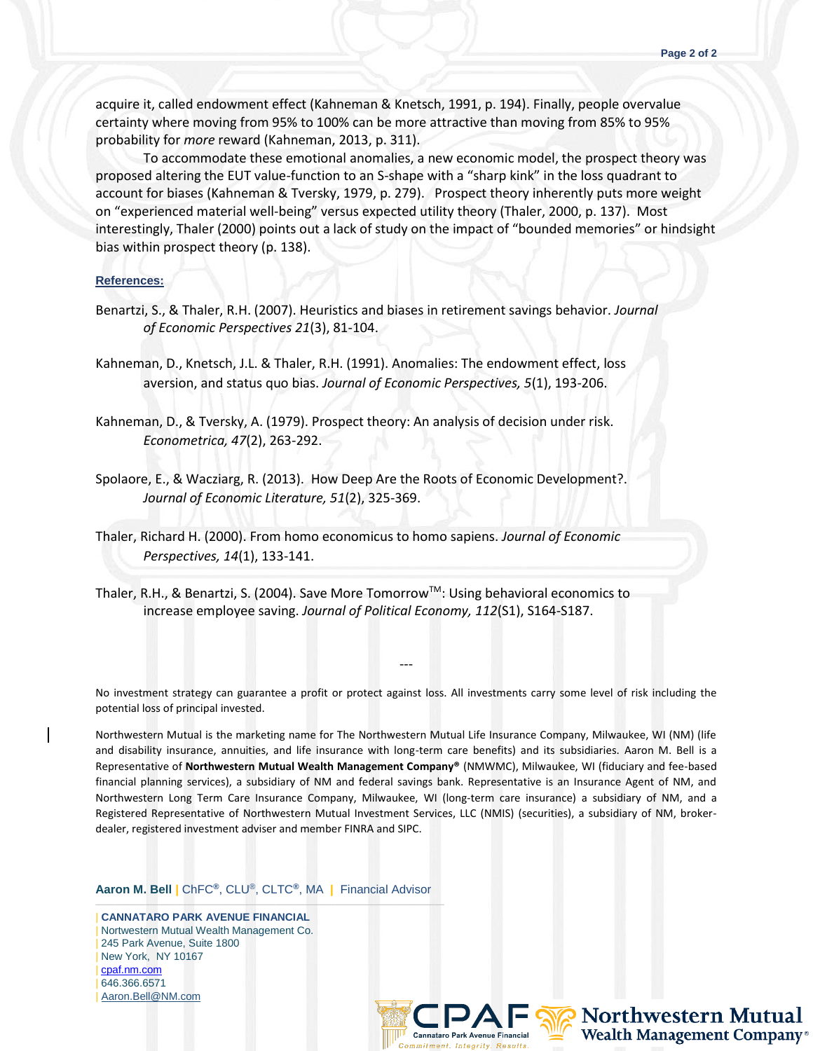acquire it, called endowment effect (Kahneman & Knetsch, 1991, p. 194). Finally, people overvalue certainty where moving from 95% to 100% can be more attractive than moving from 85% to 95% probability for *more* reward (Kahneman, 2013, p. 311).

To accommodate these emotional anomalies, a new economic model, the prospect theory was proposed altering the EUT value-function to an S-shape with a "sharp kink" in the loss quadrant to account for biases (Kahneman & Tversky, 1979, p. 279). Prospect theory inherently puts more weight on "experienced material well-being" versus expected utility theory (Thaler, 2000, p. 137). Most interestingly, Thaler (2000) points out a lack of study on the impact of "bounded memories" or hindsight bias within prospect theory (p. 138).

**References:**

Benartzi, S., & Thaler, R.H. (2007). Heuristics and biases in retirement savings behavior. *Journal of Economic Perspectives 21*(3), 81-104.

Kahneman, D., Knetsch, J.L. & Thaler, R.H. (1991). Anomalies: The endowment effect, loss aversion, and status quo bias. *Journal of Economic Perspectives, 5*(1), 193-206.

Kahneman, D., & Tversky, A. (1979). Prospect theory: An analysis of decision under risk. *Econometrica, 47*(2), 263-292.

Spolaore, E., & Wacziarg, R. (2013). How Deep Are the Roots of Economic Development?. *Journal of Economic Literature, 51*(2), 325-369.

Thaler, Richard H. (2000). From homo economicus to homo sapiens. *Journal of Economic Perspectives, 14*(1), 133-141.

Thaler, R.H., & Benartzi, S. (2004). Save More Tomorrow™: Using behavioral economics to increase employee saving. *Journal of Political Economy, 112*(S1), S164-S187.

---

No investment strategy can guarantee a profit or protect against loss. All investments carry some level of risk including the potential loss of principal invested.

Northwestern Mutual is the marketing name for The Northwestern Mutual Life Insurance Company, Milwaukee, WI (NM) (life and disability insurance, annuities, and life insurance with long-term care benefits) and its subsidiaries. Aaron M. Bell is a Representative of **Northwestern Mutual Wealth Management Company®** (NMWMC), Milwaukee, WI (fiduciary and fee-based financial planning services), a subsidiary of NM and federal savings bank. Representative is an Insurance Agent of NM, and Northwestern Long Term Care Insurance Company, Milwaukee, WI (long-term care insurance) a subsidiary of NM, and a Registered Representative of Northwestern Mutual Investment Services, LLC (NMIS) (securities), a subsidiary of NM, broker-dealer, registered investment adviser and member FINRA and SIPC.

**Aaron M. Bell** | ChFC®, CLU®, CLTC®, MA | Financial Advisor

| **CANNATARO PARK AVENUE FINANCIAL**
| Nortwestern Mutual Wealth Management Co.
| 245 Park Avenue, Suite 1800
| New York, NY 10167
| cpaf.nm.com
| 646.366.6571
| Aaron.Bell@NM.com

CPAF Cannataro Park Avenue Financial — Commitment. Integrity. Results.

Northwestern Mutual Wealth Management Company®